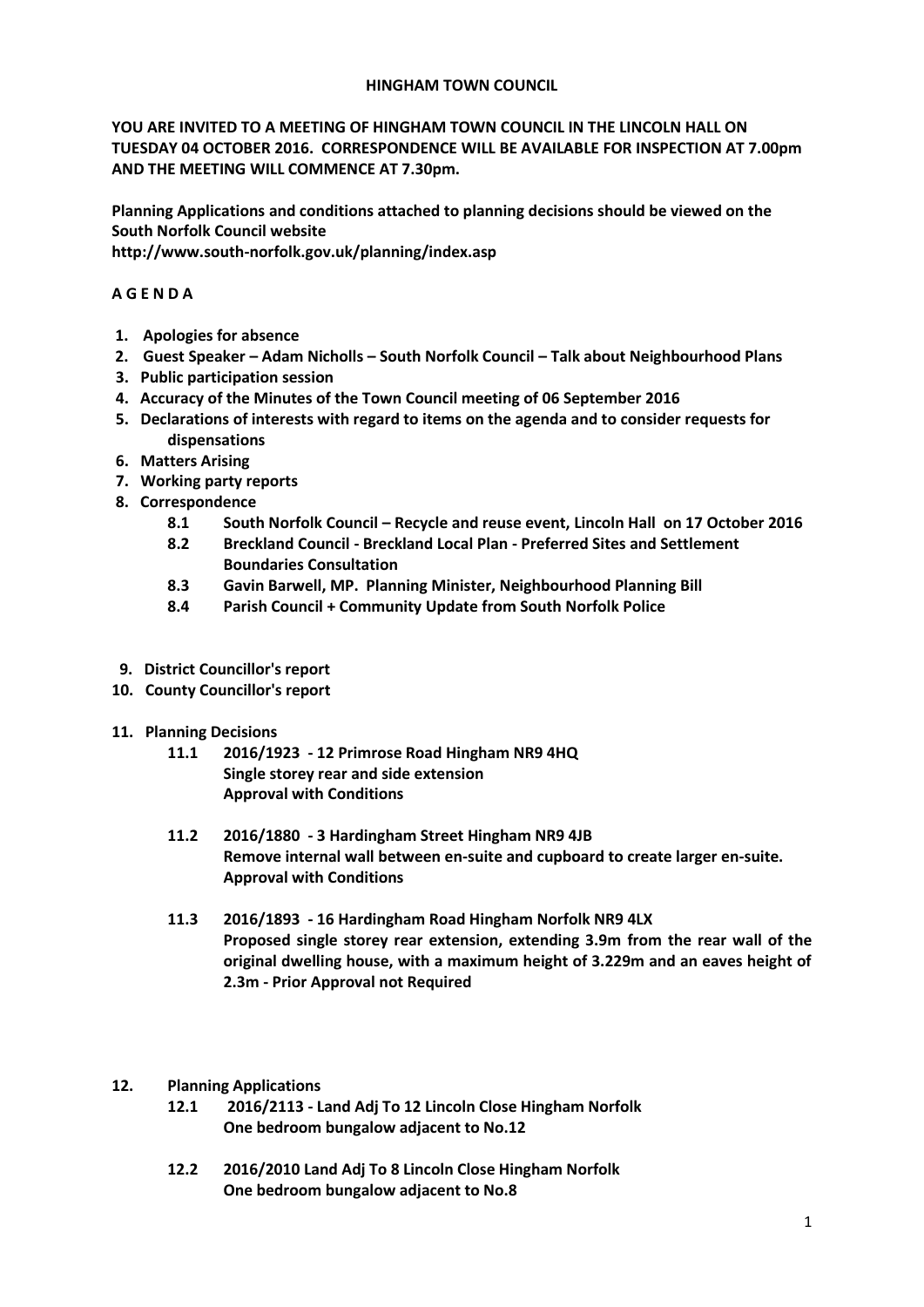# HINGHAM TOWN COUNCIL

**YOU ARE INVITED TO A MEETING OF HINGHAM TOWN COUNCIL IN THE LINCOLN HALL ON TUESDAY 04 OCTOBER 2016. CORRESPONDENCE WILL BE AVAILABLE FOR INSPECTION AT 7.00pm AND THE MEETING WILL COMMENCE AT 7.30pm.**

**Planning Applications and conditions attached to planning decisions should be viewed on the South Norfolk Council website**
**http://www.south-norfolk.gov.uk/planning/index.asp**

## A G E N D A

1. **Apologies for absence**
2. **Guest Speaker – Adam Nicholls – South Norfolk Council – Talk about Neighbourhood Plans**
3. **Public participation session**
4. **Accuracy of the Minutes of the Town Council meeting of 06 September 2016**
5. **Declarations of interests with regard to items on the agenda and to consider requests for dispensations**
6. **Matters Arising**
7. **Working party reports**
8. **Correspondence**
   - **8.1 South Norfolk Council – Recycle and reuse event, Lincoln Hall on 17 October 2016**
   - **8.2 Breckland Council - Breckland Local Plan - Preferred Sites and Settlement Boundaries Consultation**
   - **8.3 Gavin Barwell, MP. Planning Minister, Neighbourhood Planning Bill**
   - **8.4 Parish Council + Community Update from South Norfolk Police**
9. **District Councillor's report**
10. **County Councillor's report**
11. **Planning Decisions**
    - **11.1 2016/1923 - 12 Primrose Road Hingham NR9 4HQ**
      **Single storey rear and side extension**
      **Approval with Conditions**
    - **11.2 2016/1880 - 3 Hardingham Street Hingham NR9 4JB**
      **Remove internal wall between en-suite and cupboard to create larger en-suite.**
      **Approval with Conditions**
    - **11.3 2016/1893 - 16 Hardingham Road Hingham Norfolk NR9 4LX**
      **Proposed single storey rear extension, extending 3.9m from the rear wall of the original dwelling house, with a maximum height of 3.229m and an eaves height of 2.3m - Prior Approval not Required**
12. **Planning Applications**
    - **12.1 2016/2113 - Land Adj To 12 Lincoln Close Hingham Norfolk**
      **One bedroom bungalow adjacent to No.12**
    - **12.2 2016/2010 Land Adj To 8 Lincoln Close Hingham Norfolk**
      **One bedroom bungalow adjacent to No.8**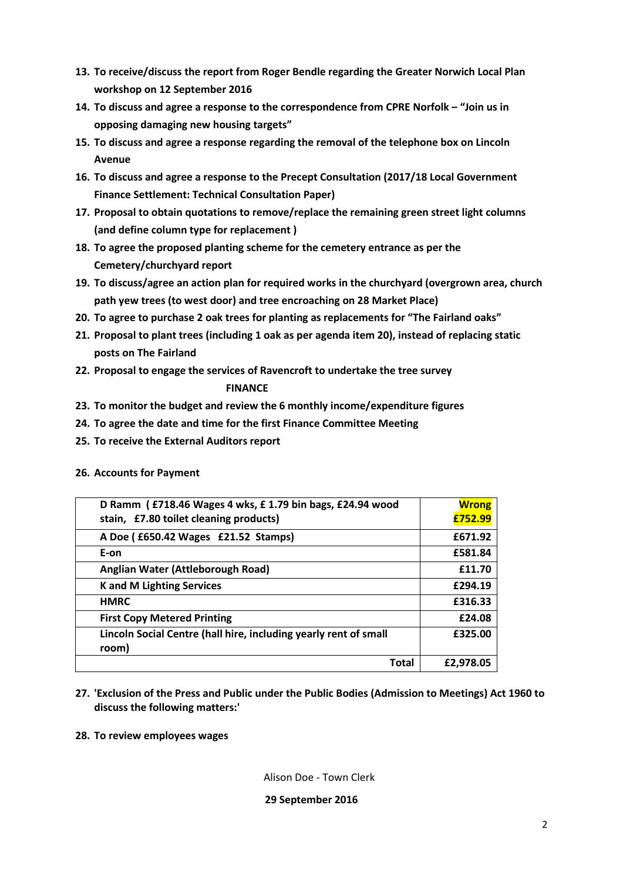13. **To receive/discuss the report from Roger Bendle regarding the Greater Norwich Local Plan workshop on 12 September 2016**
14. **To discuss and agree a response to the correspondence from CPRE Norfolk – "Join us in opposing damaging new housing targets"**
15. **To discuss and agree a response regarding the removal of the telephone box on Lincoln Avenue**
16. **To discuss and agree a response to the Precept Consultation (2017/18 Local Government Finance Settlement: Technical Consultation Paper)**
17. **Proposal to obtain quotations to remove/replace the remaining green street light columns (and define column type for replacement )**
18. **To agree the proposed planting scheme for the cemetery entrance as per the Cemetery/churchyard report**
19. **To discuss/agree an action plan for required works in the churchyard (overgrown area, church path yew trees (to west door) and tree encroaching on 28 Market Place)**
20. **To agree to purchase 2 oak trees for planting as replacements for "The Fairland oaks"**
21. **Proposal to plant trees (including 1 oak as per agenda item 20), instead of replacing static posts on The Fairland**
22. **Proposal to engage the services of Ravencroft to undertake the tree survey**

**FINANCE**

23. **To monitor the budget and review the 6 monthly income/expenditure figures**
24. **To agree the date and time for the first Finance Committee Meeting**
25. **To receive the External Auditors report**
26. **Accounts for Payment**

| | |
|---|---|
| **D Ramm ( £718.46 Wages 4 wks, £ 1.79 bin bags, £24.94 wood stain, £7.80 toilet cleaning products)** | **Wrong £752.99** |
| **A Doe ( £650.42 Wages £21.52 Stamps)** | **£671.92** |
| **E-on** | **£581.84** |
| **Anglian Water (Attleborough Road)** | **£11.70** |
| **K and M Lighting Services** | **£294.19** |
| **HMRC** | **£316.33** |
| **First Copy Metered Printing** | **£24.08** |
| **Lincoln Social Centre (hall hire, including yearly rent of small room)** | **£325.00** |
| **Total** | **£2,978.05** |

27. **'Exclusion of the Press and Public under the Public Bodies (Admission to Meetings) Act 1960 to discuss the following matters:'**
28. **To review employees wages**

Alison Doe - Town Clerk

**29 September 2016**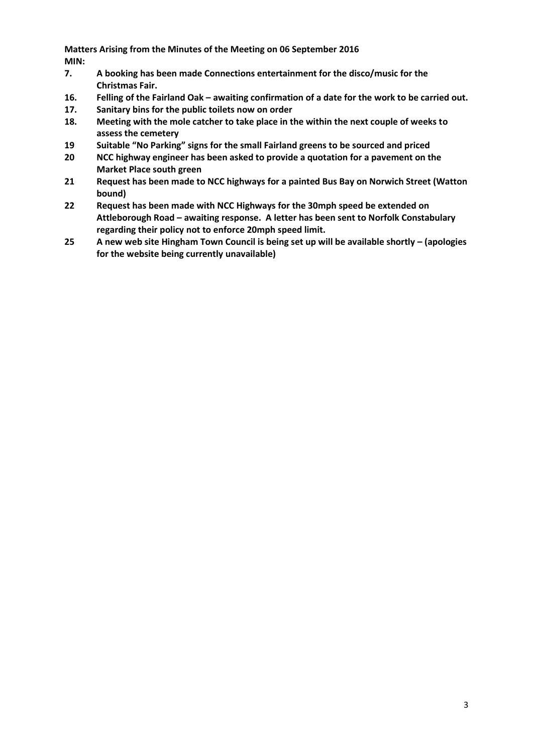**Matters Arising from the Minutes of the Meeting on 06 September 2016**
**MIN:**

**7.** **A booking has been made Connections entertainment for the disco/music for the Christmas Fair.**

**16.** **Felling of the Fairland Oak – awaiting confirmation of a date for the work to be carried out.**

**17.** **Sanitary bins for the public toilets now on order**

**18.** **Meeting with the mole catcher to take place in the within the next couple of weeks to assess the cemetery**

**19** **Suitable "No Parking" signs for the small Fairland greens to be sourced and priced**

**20** **NCC highway engineer has been asked to provide a quotation for a pavement on the Market Place south green**

**21** **Request has been made to NCC highways for a painted Bus Bay on Norwich Street (Watton bound)**

**22** **Request has been made with NCC Highways for the 30mph speed be extended on Attleborough Road – awaiting response. A letter has been sent to Norfolk Constabulary regarding their policy not to enforce 20mph speed limit.**

**25** **A new web site Hingham Town Council is being set up will be available shortly – (apologies for the website being currently unavailable)**